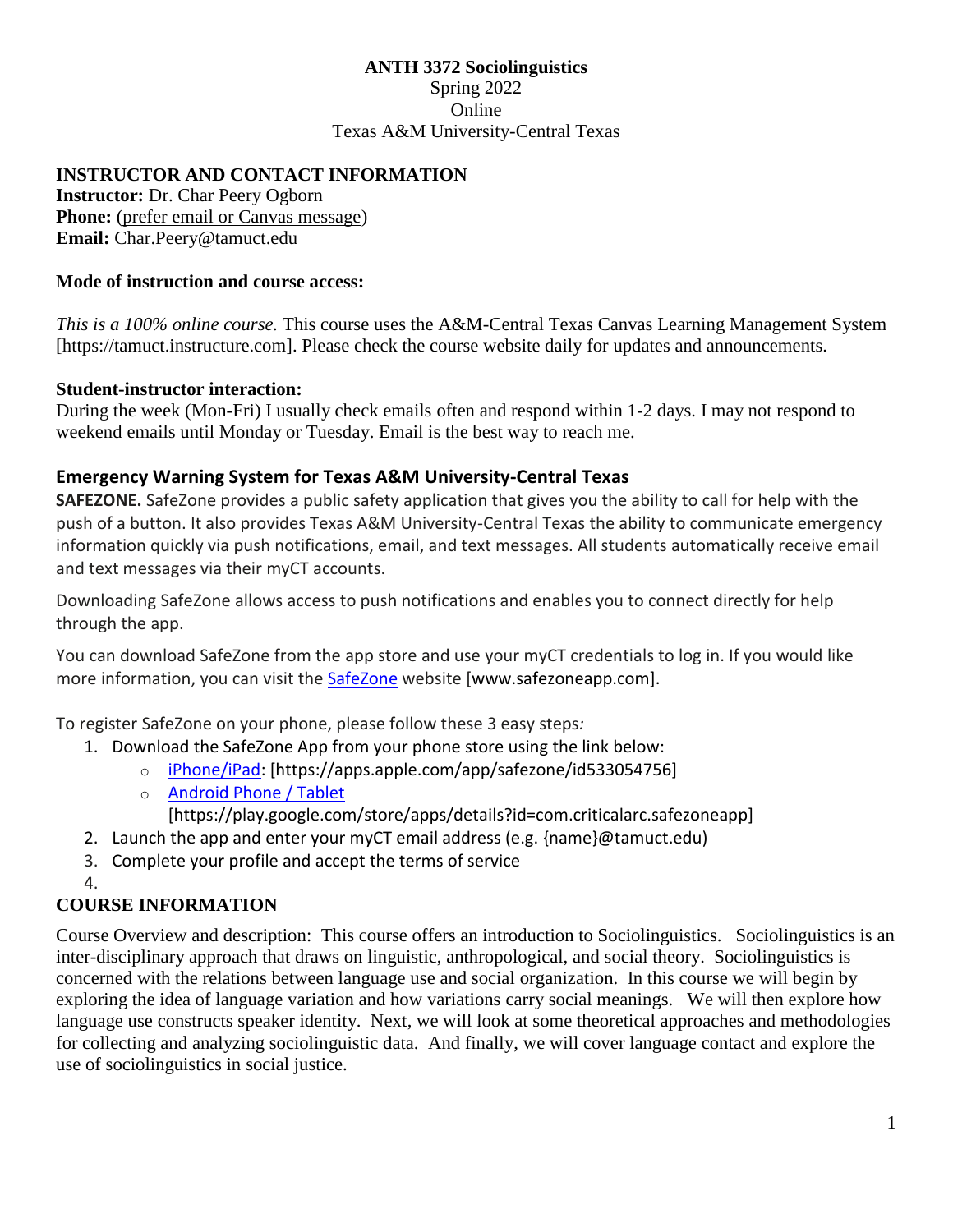# ANTH 3372 Sociolinguistics

Spring 2022
Online
Texas A&M University-Central Texas

## INSTRUCTOR AND CONTACT INFORMATION

**Instructor:** Dr. Char Peery Ogborn
**Phone:** (prefer email or Canvas message)
**Email:** Char.Peery@tamuct.edu

### Mode of instruction and course access:

*This is a 100% online course.* This course uses the A&M-Central Texas Canvas Learning Management System [https://tamuct.instructure.com]. Please check the course website daily for updates and announcements.

### Student-instructor interaction:

During the week (Mon-Fri) I usually check emails often and respond within 1-2 days. I may not respond to weekend emails until Monday or Tuesday. Email is the best way to reach me.

### Emergency Warning System for Texas A&M University-Central Texas

**SAFEZONE.** SafeZone provides a public safety application that gives you the ability to call for help with the push of a button. It also provides Texas A&M University-Central Texas the ability to communicate emergency information quickly via push notifications, email, and text messages. All students automatically receive email and text messages via their myCT accounts.

Downloading SafeZone allows access to push notifications and enables you to connect directly for help through the app.

You can download SafeZone from the app store and use your myCT credentials to log in. If you would like more information, you can visit the SafeZone website [www.safezoneapp.com].

To register SafeZone on your phone, please follow these 3 easy steps*:*

1. Download the SafeZone App from your phone store using the link below:
   - iPhone/iPad: [https://apps.apple.com/app/safezone/id533054756]
   - Android Phone / Tablet [https://play.google.com/store/apps/details?id=com.criticalarc.safezoneapp]
2. Launch the app and enter your myCT email address (e.g. {name}@tamuct.edu)
3. Complete your profile and accept the terms of service
4.

## COURSE INFORMATION

Course Overview and description: This course offers an introduction to Sociolinguistics. Sociolinguistics is an inter-disciplinary approach that draws on linguistic, anthropological, and social theory. Sociolinguistics is concerned with the relations between language use and social organization. In this course we will begin by exploring the idea of language variation and how variations carry social meanings. We will then explore how language use constructs speaker identity. Next, we will look at some theoretical approaches and methodologies for collecting and analyzing sociolinguistic data. And finally, we will cover language contact and explore the use of sociolinguistics in social justice.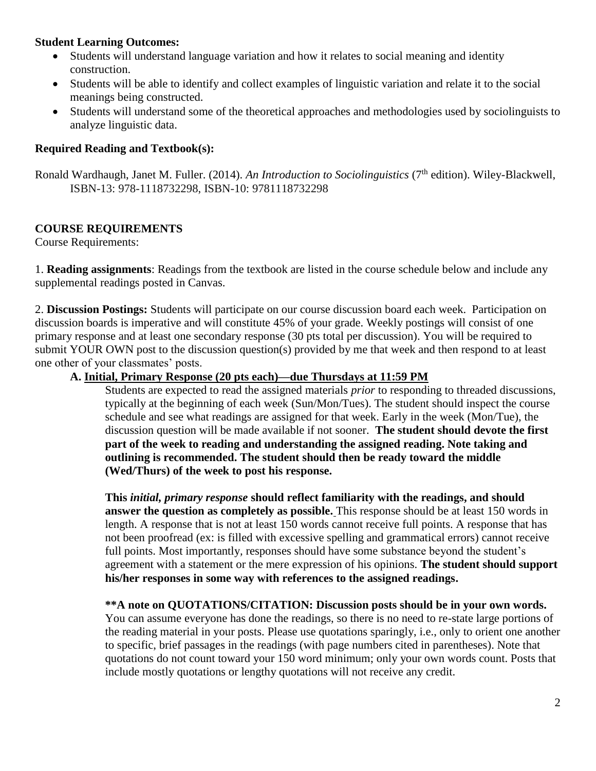**Student Learning Outcomes:**

- Students will understand language variation and how it relates to social meaning and identity construction.
- Students will be able to identify and collect examples of linguistic variation and relate it to the social meanings being constructed.
- Students will understand some of the theoretical approaches and methodologies used by sociolinguists to analyze linguistic data.

**Required Reading and Textbook(s):**

Ronald Wardhaugh, Janet M. Fuller. (2014). *An Introduction to Sociolinguistics* (7th edition). Wiley-Blackwell, ISBN-13: 978-1118732298, ISBN-10: 9781118732298

**COURSE REQUIREMENTS**

Course Requirements:

1. **Reading assignments**: Readings from the textbook are listed in the course schedule below and include any supplemental readings posted in Canvas.

2. **Discussion Postings:** Students will participate on our course discussion board each week. Participation on discussion boards is imperative and will constitute 45% of your grade. Weekly postings will consist of one primary response and at least one secondary response (30 pts total per discussion). You will be required to submit YOUR OWN post to the discussion question(s) provided by me that week and then respond to at least one other of your classmates' posts.

**A. Initial, Primary Response (20 pts each)—due Thursdays at 11:59 PM**

Students are expected to read the assigned materials *prior* to responding to threaded discussions, typically at the beginning of each week (Sun/Mon/Tues). The student should inspect the course schedule and see what readings are assigned for that week. Early in the week (Mon/Tue), the discussion question will be made available if not sooner. **The student should devote the first part of the week to reading and understanding the assigned reading. Note taking and outlining is recommended. The student should then be ready toward the middle (Wed/Thurs) of the week to post his response.**

**This *initial, primary response* should reflect familiarity with the readings, and should answer the question as completely as possible.** This response should be at least 150 words in length. A response that is not at least 150 words cannot receive full points. A response that has not been proofread (ex: is filled with excessive spelling and grammatical errors) cannot receive full points. Most importantly, responses should have some substance beyond the student's agreement with a statement or the mere expression of his opinions. **The student should support his/her responses in some way with references to the assigned readings.**

**\*\*A note on QUOTATIONS/CITATION: Discussion posts should be in your own words.** You can assume everyone has done the readings, so there is no need to re-state large portions of the reading material in your posts. Please use quotations sparingly, i.e., only to orient one another to specific, brief passages in the readings (with page numbers cited in parentheses). Note that quotations do not count toward your 150 word minimum; only your own words count. Posts that include mostly quotations or lengthy quotations will not receive any credit.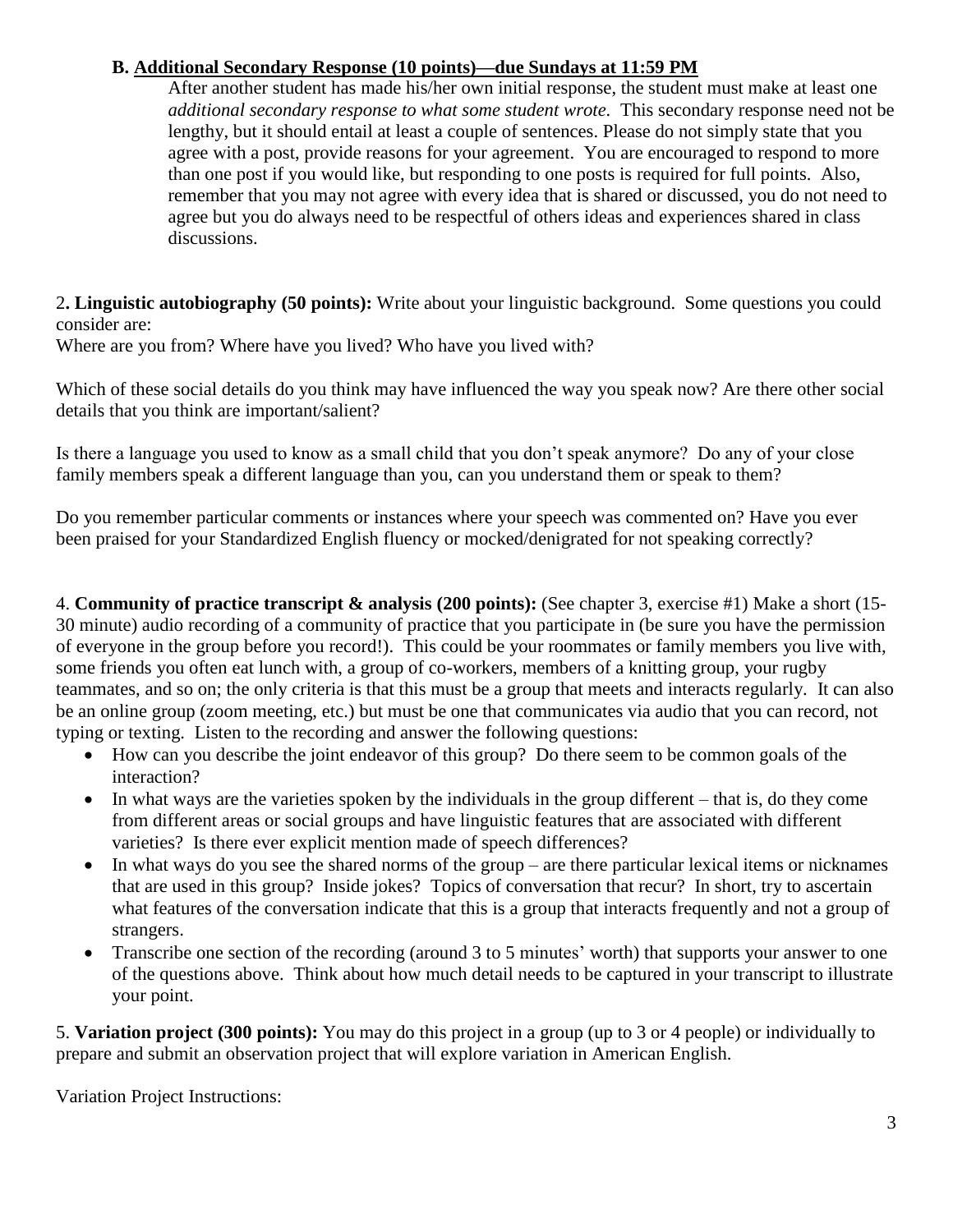**B. <u>Additional Secondary Response (10 points)—due Sundays at 11:59 PM</u>**

After another student has made his/her own initial response, the student must make at least one *additional secondary response to what some student wrote.* This secondary response need not be lengthy, but it should entail at least a couple of sentences. Please do not simply state that you agree with a post, provide reasons for your agreement. You are encouraged to respond to more than one post if you would like, but responding to one posts is required for full points. Also, remember that you may not agree with every idea that is shared or discussed, you do not need to agree but you do always need to be respectful of others ideas and experiences shared in class discussions.

2**. Linguistic autobiography (50 points):** Write about your linguistic background. Some questions you could consider are:

Where are you from? Where have you lived? Who have you lived with?

Which of these social details do you think may have influenced the way you speak now? Are there other social details that you think are important/salient?

Is there a language you used to know as a small child that you don't speak anymore? Do any of your close family members speak a different language than you, can you understand them or speak to them?

Do you remember particular comments or instances where your speech was commented on? Have you ever been praised for your Standardized English fluency or mocked/denigrated for not speaking correctly?

4. **Community of practice transcript & analysis (200 points):** (See chapter 3, exercise #1) Make a short (15-30 minute) audio recording of a community of practice that you participate in (be sure you have the permission of everyone in the group before you record!). This could be your roommates or family members you live with, some friends you often eat lunch with, a group of co-workers, members of a knitting group, your rugby teammates, and so on; the only criteria is that this must be a group that meets and interacts regularly. It can also be an online group (zoom meeting, etc.) but must be one that communicates via audio that you can record, not typing or texting. Listen to the recording and answer the following questions:

- How can you describe the joint endeavor of this group? Do there seem to be common goals of the interaction?
- In what ways are the varieties spoken by the individuals in the group different – that is, do they come from different areas or social groups and have linguistic features that are associated with different varieties? Is there ever explicit mention made of speech differences?
- In what ways do you see the shared norms of the group – are there particular lexical items or nicknames that are used in this group? Inside jokes? Topics of conversation that recur? In short, try to ascertain what features of the conversation indicate that this is a group that interacts frequently and not a group of strangers.
- Transcribe one section of the recording (around 3 to 5 minutes' worth) that supports your answer to one of the questions above. Think about how much detail needs to be captured in your transcript to illustrate your point.

5. **Variation project (300 points):** You may do this project in a group (up to 3 or 4 people) or individually to prepare and submit an observation project that will explore variation in American English.

Variation Project Instructions: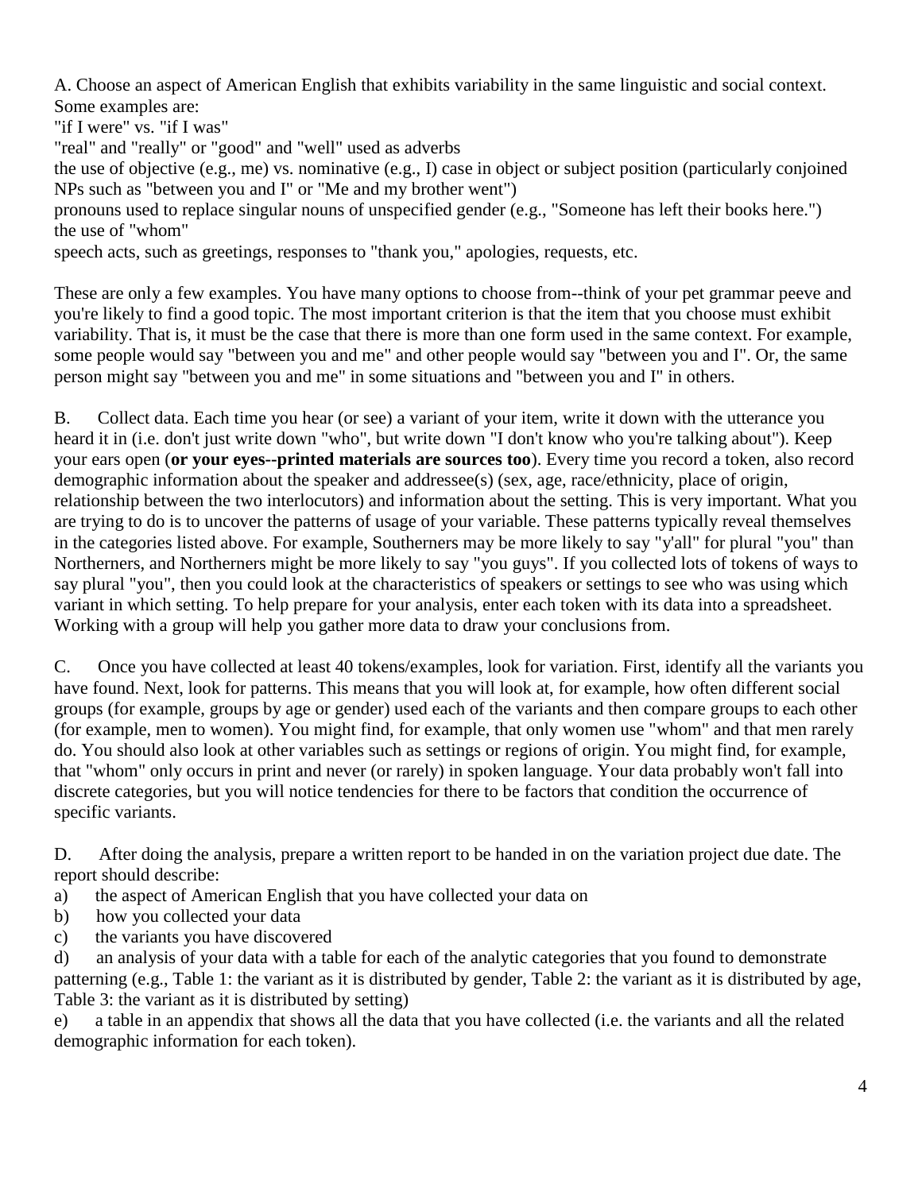A. Choose an aspect of American English that exhibits variability in the same linguistic and social context. Some examples are:

"if I were" vs. "if I was"

"real" and "really" or "good" and "well" used as adverbs

the use of objective (e.g., me) vs. nominative (e.g., I) case in object or subject position (particularly conjoined NPs such as "between you and I" or "Me and my brother went")

pronouns used to replace singular nouns of unspecified gender (e.g., "Someone has left their books here.")

the use of "whom"

speech acts, such as greetings, responses to "thank you," apologies, requests, etc.

These are only a few examples. You have many options to choose from--think of your pet grammar peeve and you're likely to find a good topic. The most important criterion is that the item that you choose must exhibit variability. That is, it must be the case that there is more than one form used in the same context. For example, some people would say "between you and me" and other people would say "between you and I". Or, the same person might say "between you and me" in some situations and "between you and I" in others.

B. Collect data. Each time you hear (or see) a variant of your item, write it down with the utterance you heard it in (i.e. don't just write down "who", but write down "I don't know who you're talking about"). Keep your ears open (**or your eyes--printed materials are sources too**). Every time you record a token, also record demographic information about the speaker and addressee(s) (sex, age, race/ethnicity, place of origin, relationship between the two interlocutors) and information about the setting. This is very important. What you are trying to do is to uncover the patterns of usage of your variable. These patterns typically reveal themselves in the categories listed above. For example, Southerners may be more likely to say "y'all" for plural "you" than Northerners, and Northerners might be more likely to say "you guys". If you collected lots of tokens of ways to say plural "you", then you could look at the characteristics of speakers or settings to see who was using which variant in which setting. To help prepare for your analysis, enter each token with its data into a spreadsheet. Working with a group will help you gather more data to draw your conclusions from.

C. Once you have collected at least 40 tokens/examples, look for variation. First, identify all the variants you have found. Next, look for patterns. This means that you will look at, for example, how often different social groups (for example, groups by age or gender) used each of the variants and then compare groups to each other (for example, men to women). You might find, for example, that only women use "whom" and that men rarely do. You should also look at other variables such as settings or regions of origin. You might find, for example, that "whom" only occurs in print and never (or rarely) in spoken language. Your data probably won't fall into discrete categories, but you will notice tendencies for there to be factors that condition the occurrence of specific variants.

D. After doing the analysis, prepare a written report to be handed in on the variation project due date. The report should describe:

a) the aspect of American English that you have collected your data on

b) how you collected your data

c) the variants you have discovered

d) an analysis of your data with a table for each of the analytic categories that you found to demonstrate patterning (e.g., Table 1: the variant as it is distributed by gender, Table 2: the variant as it is distributed by age, Table 3: the variant as it is distributed by setting)

e) a table in an appendix that shows all the data that you have collected (i.e. the variants and all the related demographic information for each token).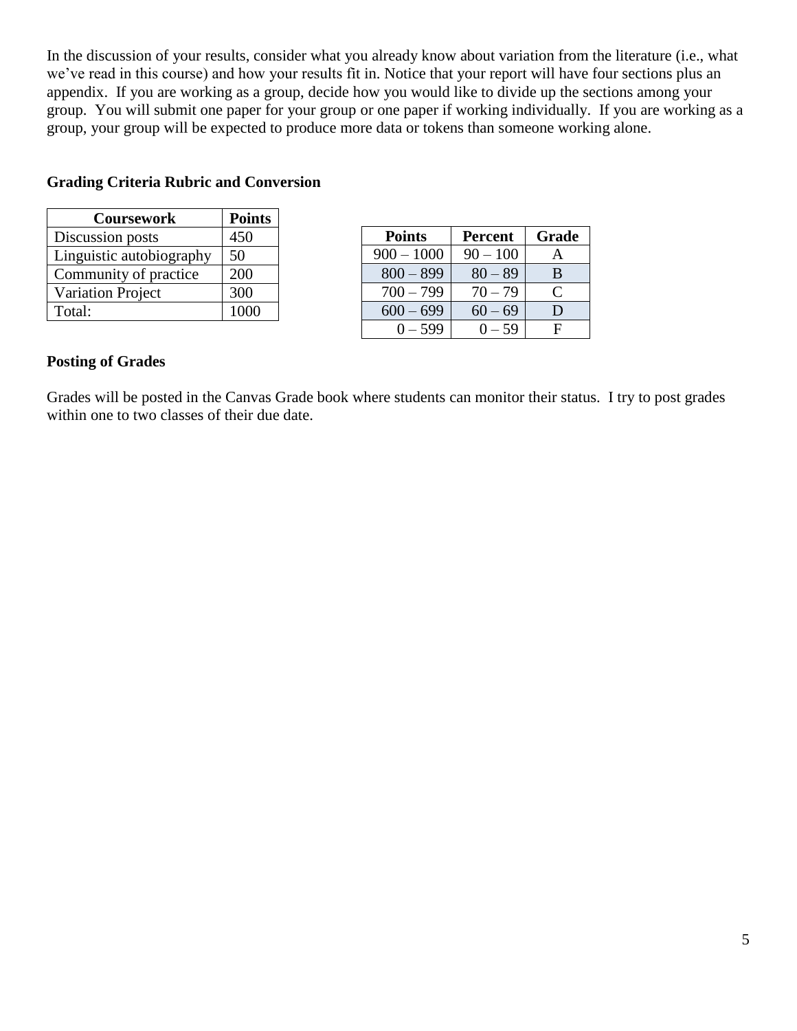In the discussion of your results, consider what you already know about variation from the literature (i.e., what we've read in this course) and how your results fit in. Notice that your report will have four sections plus an appendix. If you are working as a group, decide how you would like to divide up the sections among your group. You will submit one paper for your group or one paper if working individually. If you are working as a group, your group will be expected to produce more data or tokens than someone working alone.

**Grading Criteria Rubric and Conversion**

| Coursework | Points |
|---|---|
| Discussion posts | 450 |
| Linguistic autobiography | 50 |
| Community of practice | 200 |
| Variation Project | 300 |
| Total: | 1000 |

| Points | Percent | Grade |
|---|---|---|
| 900 – 1000 | 90 – 100 | A |
| 800 – 899 | 80 – 89 | B |
| 700 – 799 | 70 – 79 | C |
| 600 – 699 | 60 – 69 | D |
| 0 – 599 | 0 – 59 | F |

**Posting of Grades**

Grades will be posted in the Canvas Grade book where students can monitor their status. I try to post grades within one to two classes of their due date.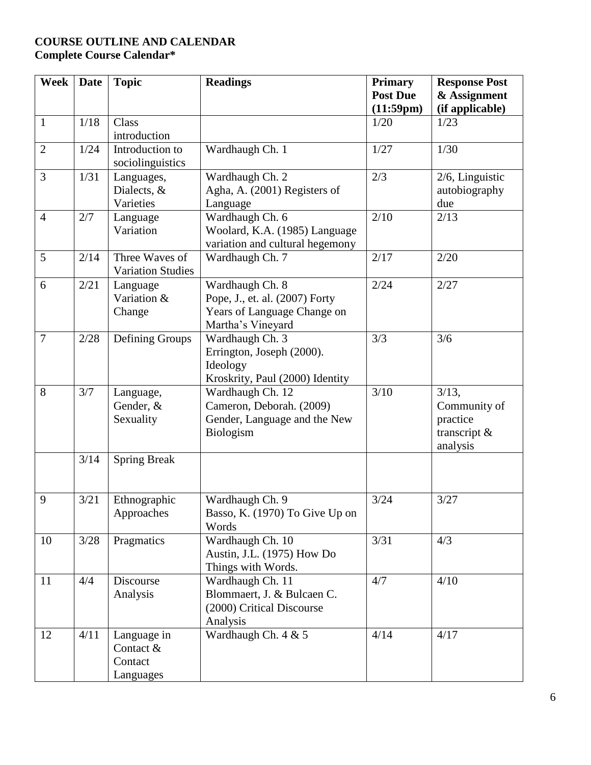**COURSE OUTLINE AND CALENDAR**
**Complete Course Calendar***

| Week | Date | Topic | Readings | Primary Post Due (11:59pm) | Response Post & Assignment (if applicable) |
|---|---|---|---|---|---|
| 1 | 1/18 | Class introduction | | 1/20 | 1/23 |
| 2 | 1/24 | Introduction to sociolinguistics | Wardhaugh Ch. 1 | 1/27 | 1/30 |
| 3 | 1/31 | Languages, Dialects, & Varieties | Wardhaugh Ch. 2<br>Agha, A. (2001) Registers of Language | 2/3 | 2/6, Linguistic autobiography due |
| 4 | 2/7 | Language Variation | Wardhaugh Ch. 6<br>Woolard, K.A. (1985) Language variation and cultural hegemony | 2/10 | 2/13 |
| 5 | 2/14 | Three Waves of Variation Studies | Wardhaugh Ch. 7 | 2/17 | 2/20 |
| 6 | 2/21 | Language Variation & Change | Wardhaugh Ch. 8<br>Pope, J., et. al. (2007) Forty Years of Language Change on Martha's Vineyard | 2/24 | 2/27 |
| 7 | 2/28 | Defining Groups | Wardhaugh Ch. 3<br>Errington, Joseph (2000). Ideology<br>Kroskrity, Paul (2000) Identity | 3/3 | 3/6 |
| 8 | 3/7 | Language, Gender, & Sexuality | Wardhaugh Ch. 12<br>Cameron, Deborah. (2009) Gender, Language and the New Biologism | 3/10 | 3/13, Community of practice transcript & analysis |
| | 3/14 | Spring Break | | | |
| 9 | 3/21 | Ethnographic Approaches | Wardhaugh Ch. 9<br>Basso, K. (1970) To Give Up on Words | 3/24 | 3/27 |
| 10 | 3/28 | Pragmatics | Wardhaugh Ch. 10<br>Austin, J.L. (1975) How Do Things with Words. | 3/31 | 4/3 |
| 11 | 4/4 | Discourse Analysis | Wardhaugh Ch. 11<br>Blommaert, J. & Bulcaen C. (2000) Critical Discourse Analysis | 4/7 | 4/10 |
| 12 | 4/11 | Language in Contact & Contact Languages | Wardhaugh Ch. 4 & 5 | 4/14 | 4/17 |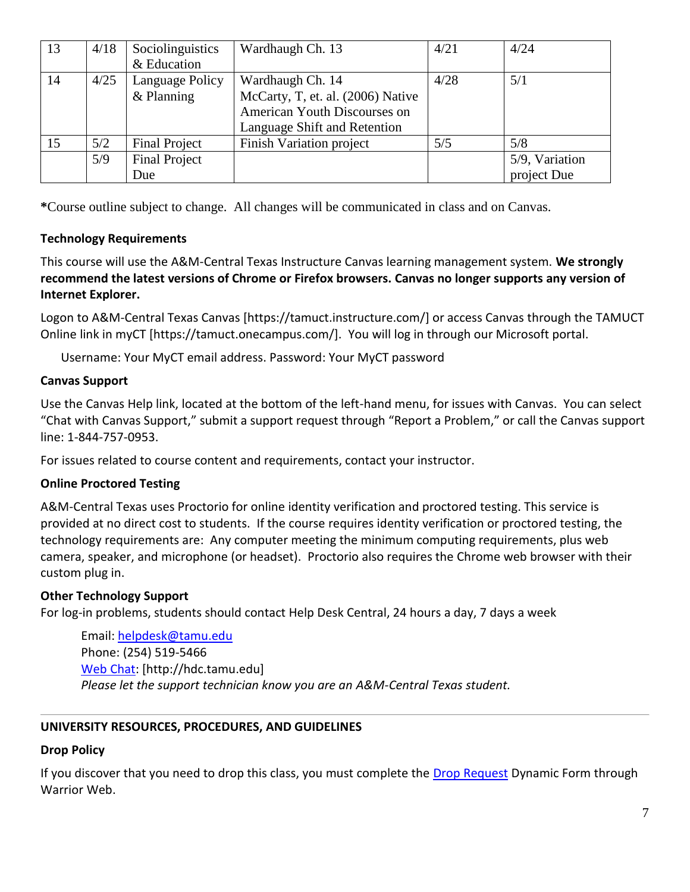| 13 | 4/18 | Sociolinguistics & Education | Wardhaugh Ch. 13 | 4/21 | 4/24 |
|---|---|---|---|---|---|
| 14 | 4/25 | Language Policy & Planning | Wardhaugh Ch. 14<br>McCarty, T, et. al. (2006) Native American Youth Discourses on Language Shift and Retention | 4/28 | 5/1 |
| 15 | 5/2 | Final Project | Finish Variation project | 5/5 | 5/8 |
| | 5/9 | Final Project Due | | | 5/9, Variation project Due |

**\***Course outline subject to change. All changes will be communicated in class and on Canvas.

**Technology Requirements**

This course will use the A&M-Central Texas Instructure Canvas learning management system. **We strongly recommend the latest versions of Chrome or Firefox browsers. Canvas no longer supports any version of Internet Explorer.**

Logon to A&M-Central Texas Canvas [https://tamuct.instructure.com/] or access Canvas through the TAMUCT Online link in myCT [https://tamuct.onecampus.com/]. You will log in through our Microsoft portal.

Username: Your MyCT email address. Password: Your MyCT password

**Canvas Support**

Use the Canvas Help link, located at the bottom of the left-hand menu, for issues with Canvas. You can select "Chat with Canvas Support," submit a support request through "Report a Problem," or call the Canvas support line: 1-844-757-0953.

For issues related to course content and requirements, contact your instructor.

**Online Proctored Testing**

A&M-Central Texas uses Proctorio for online identity verification and proctored testing. This service is provided at no direct cost to students. If the course requires identity verification or proctored testing, the technology requirements are: Any computer meeting the minimum computing requirements, plus web camera, speaker, and microphone (or headset). Proctorio also requires the Chrome web browser with their custom plug in.

**Other Technology Support**

For log-in problems, students should contact Help Desk Central, 24 hours a day, 7 days a week

Email: helpdesk@tamu.edu
Phone: (254) 519-5466
Web Chat: [http://hdc.tamu.edu]
*Please let the support technician know you are an A&M-Central Texas student.*

---

**UNIVERSITY RESOURCES, PROCEDURES, AND GUIDELINES**

**Drop Policy**

If you discover that you need to drop this class, you must complete the Drop Request Dynamic Form through Warrior Web.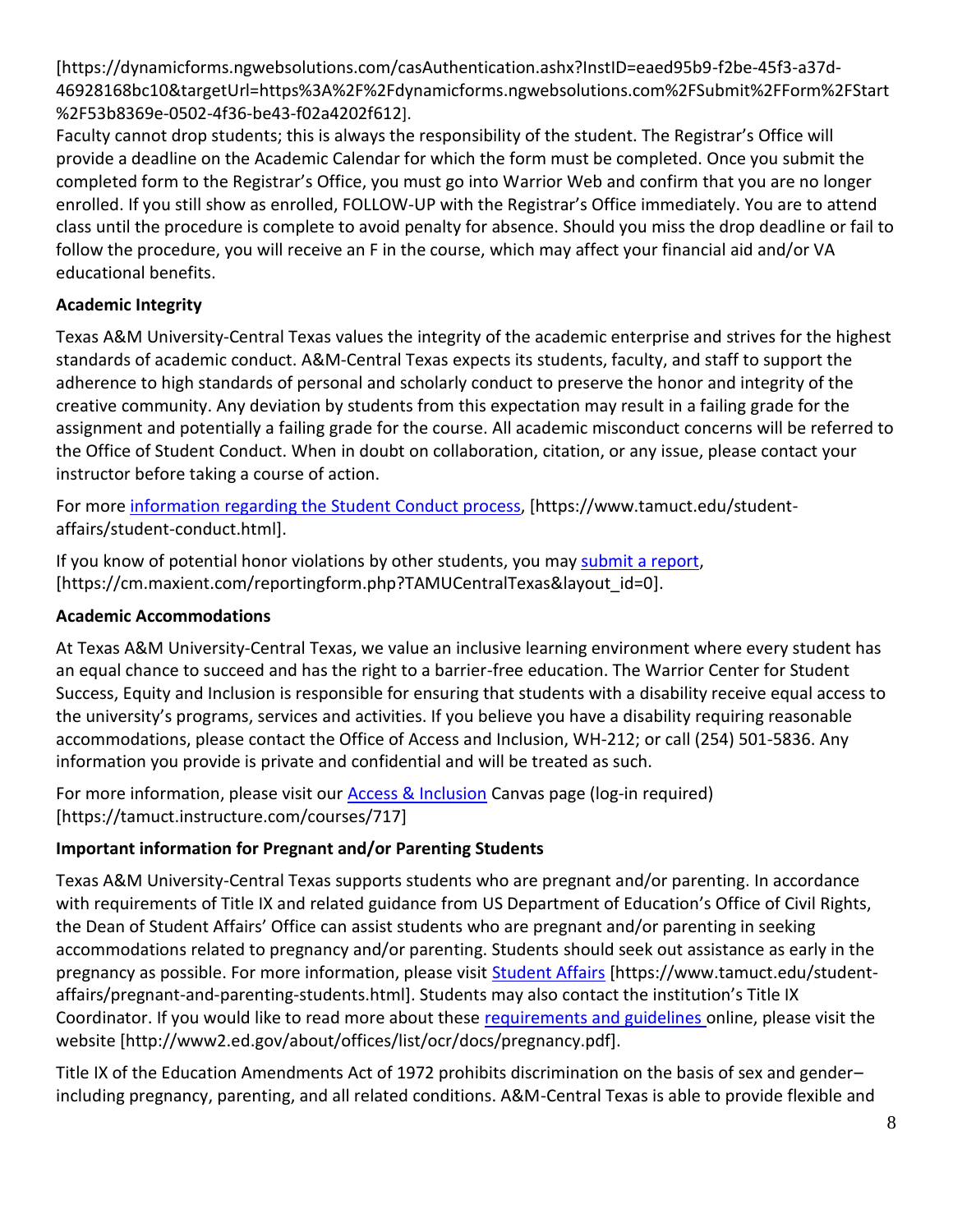[https://dynamicforms.ngwebsolutions.com/casAuthentication.ashx?InstID=eaed95b9-f2be-45f3-a37d-46928168bc10&targetUrl=https%3A%2F%2Fdynamicforms.ngwebsolutions.com%2FSubmit%2FForm%2FStart%2F53b8369e-0502-4f36-be43-f02a4202f612].

Faculty cannot drop students; this is always the responsibility of the student. The Registrar's Office will provide a deadline on the Academic Calendar for which the form must be completed. Once you submit the completed form to the Registrar's Office, you must go into Warrior Web and confirm that you are no longer enrolled. If you still show as enrolled, FOLLOW-UP with the Registrar's Office immediately. You are to attend class until the procedure is complete to avoid penalty for absence. Should you miss the drop deadline or fail to follow the procedure, you will receive an F in the course, which may affect your financial aid and/or VA educational benefits.

**Academic Integrity**

Texas A&M University-Central Texas values the integrity of the academic enterprise and strives for the highest standards of academic conduct. A&M-Central Texas expects its students, faculty, and staff to support the adherence to high standards of personal and scholarly conduct to preserve the honor and integrity of the creative community. Any deviation by students from this expectation may result in a failing grade for the assignment and potentially a failing grade for the course. All academic misconduct concerns will be referred to the Office of Student Conduct. When in doubt on collaboration, citation, or any issue, please contact your instructor before taking a course of action.

For more information regarding the Student Conduct process, [https://www.tamuct.edu/student-affairs/student-conduct.html].

If you know of potential honor violations by other students, you may submit a report, [https://cm.maxient.com/reportingform.php?TAMUCentralTexas&layout_id=0].

**Academic Accommodations**

At Texas A&M University-Central Texas, we value an inclusive learning environment where every student has an equal chance to succeed and has the right to a barrier-free education. The Warrior Center for Student Success, Equity and Inclusion is responsible for ensuring that students with a disability receive equal access to the university's programs, services and activities. If you believe you have a disability requiring reasonable accommodations, please contact the Office of Access and Inclusion, WH-212; or call (254) 501-5836. Any information you provide is private and confidential and will be treated as such.

For more information, please visit our Access & Inclusion Canvas page (log-in required) [https://tamuct.instructure.com/courses/717]

**Important information for Pregnant and/or Parenting Students**

Texas A&M University-Central Texas supports students who are pregnant and/or parenting. In accordance with requirements of Title IX and related guidance from US Department of Education's Office of Civil Rights, the Dean of Student Affairs' Office can assist students who are pregnant and/or parenting in seeking accommodations related to pregnancy and/or parenting. Students should seek out assistance as early in the pregnancy as possible. For more information, please visit Student Affairs [https://www.tamuct.edu/student-affairs/pregnant-and-parenting-students.html]. Students may also contact the institution's Title IX Coordinator. If you would like to read more about these requirements and guidelines online, please visit the website [http://www2.ed.gov/about/offices/list/ocr/docs/pregnancy.pdf].

Title IX of the Education Amendments Act of 1972 prohibits discrimination on the basis of sex and gender–including pregnancy, parenting, and all related conditions. A&M-Central Texas is able to provide flexible and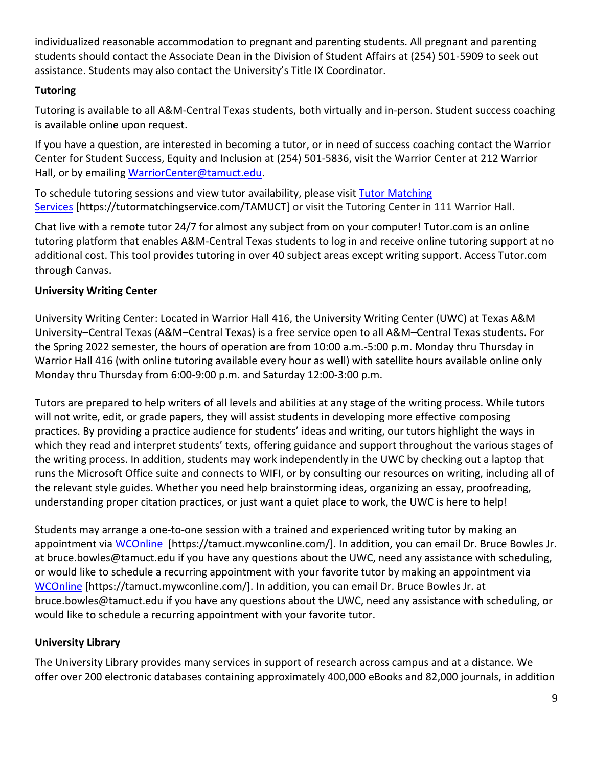individualized reasonable accommodation to pregnant and parenting students. All pregnant and parenting students should contact the Associate Dean in the Division of Student Affairs at (254) 501-5909 to seek out assistance. Students may also contact the University's Title IX Coordinator.

**Tutoring**

Tutoring is available to all A&M-Central Texas students, both virtually and in-person. Student success coaching is available online upon request.

If you have a question, are interested in becoming a tutor, or in need of success coaching contact the Warrior Center for Student Success, Equity and Inclusion at (254) 501-5836, visit the Warrior Center at 212 Warrior Hall, or by emailing WarriorCenter@tamuct.edu.

To schedule tutoring sessions and view tutor availability, please visit Tutor Matching Services [https://tutormatchingservice.com/TAMUCT] or visit the Tutoring Center in 111 Warrior Hall.

Chat live with a remote tutor 24/7 for almost any subject from on your computer! Tutor.com is an online tutoring platform that enables A&M-Central Texas students to log in and receive online tutoring support at no additional cost. This tool provides tutoring in over 40 subject areas except writing support. Access Tutor.com through Canvas.

**University Writing Center**

University Writing Center: Located in Warrior Hall 416, the University Writing Center (UWC) at Texas A&M University–Central Texas (A&M–Central Texas) is a free service open to all A&M–Central Texas students. For the Spring 2022 semester, the hours of operation are from 10:00 a.m.-5:00 p.m. Monday thru Thursday in Warrior Hall 416 (with online tutoring available every hour as well) with satellite hours available online only Monday thru Thursday from 6:00-9:00 p.m. and Saturday 12:00-3:00 p.m.

Tutors are prepared to help writers of all levels and abilities at any stage of the writing process. While tutors will not write, edit, or grade papers, they will assist students in developing more effective composing practices. By providing a practice audience for students' ideas and writing, our tutors highlight the ways in which they read and interpret students' texts, offering guidance and support throughout the various stages of the writing process. In addition, students may work independently in the UWC by checking out a laptop that runs the Microsoft Office suite and connects to WIFI, or by consulting our resources on writing, including all of the relevant style guides. Whether you need help brainstorming ideas, organizing an essay, proofreading, understanding proper citation practices, or just want a quiet place to work, the UWC is here to help!

Students may arrange a one-to-one session with a trained and experienced writing tutor by making an appointment via WCOnline [https://tamuct.mywconline.com/]. In addition, you can email Dr. Bruce Bowles Jr. at bruce.bowles@tamuct.edu if you have any questions about the UWC, need any assistance with scheduling, or would like to schedule a recurring appointment with your favorite tutor by making an appointment via WCOnline [https://tamuct.mywconline.com/]. In addition, you can email Dr. Bruce Bowles Jr. at bruce.bowles@tamuct.edu if you have any questions about the UWC, need any assistance with scheduling, or would like to schedule a recurring appointment with your favorite tutor.

**University Library**

The University Library provides many services in support of research across campus and at a distance. We offer over 200 electronic databases containing approximately 400,000 eBooks and 82,000 journals, in addition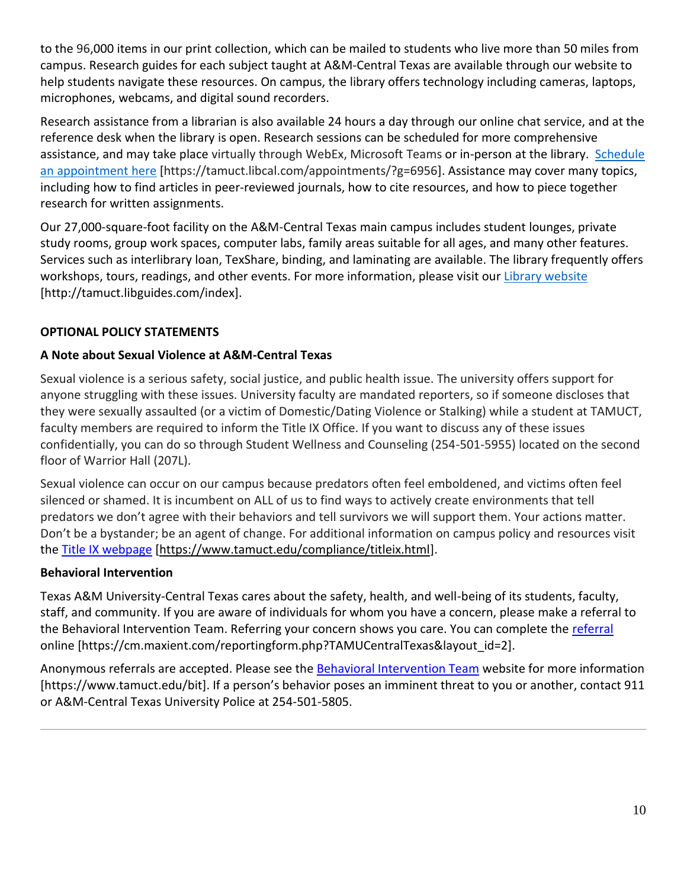to the 96,000 items in our print collection, which can be mailed to students who live more than 50 miles from campus. Research guides for each subject taught at A&M-Central Texas are available through our website to help students navigate these resources. On campus, the library offers technology including cameras, laptops, microphones, webcams, and digital sound recorders.

Research assistance from a librarian is also available 24 hours a day through our online chat service, and at the reference desk when the library is open. Research sessions can be scheduled for more comprehensive assistance, and may take place virtually through WebEx, Microsoft Teams or in-person at the library. Schedule an appointment here [https://tamuct.libcal.com/appointments/?g=6956]. Assistance may cover many topics, including how to find articles in peer-reviewed journals, how to cite resources, and how to piece together research for written assignments.

Our 27,000-square-foot facility on the A&M-Central Texas main campus includes student lounges, private study rooms, group work spaces, computer labs, family areas suitable for all ages, and many other features. Services such as interlibrary loan, TexShare, binding, and laminating are available. The library frequently offers workshops, tours, readings, and other events. For more information, please visit our Library website [http://tamuct.libguides.com/index].

**OPTIONAL POLICY STATEMENTS**

**A Note about Sexual Violence at A&M-Central Texas**

Sexual violence is a serious safety, social justice, and public health issue. The university offers support for anyone struggling with these issues. University faculty are mandated reporters, so if someone discloses that they were sexually assaulted (or a victim of Domestic/Dating Violence or Stalking) while a student at TAMUCT, faculty members are required to inform the Title IX Office. If you want to discuss any of these issues confidentially, you can do so through Student Wellness and Counseling (254-501-5955) located on the second floor of Warrior Hall (207L).

Sexual violence can occur on our campus because predators often feel emboldened, and victims often feel silenced or shamed. It is incumbent on ALL of us to find ways to actively create environments that tell predators we don't agree with their behaviors and tell survivors we will support them. Your actions matter. Don't be a bystander; be an agent of change. For additional information on campus policy and resources visit the Title IX webpage [https://www.tamuct.edu/compliance/titleix.html].

**Behavioral Intervention**

Texas A&M University-Central Texas cares about the safety, health, and well-being of its students, faculty, staff, and community. If you are aware of individuals for whom you have a concern, please make a referral to the Behavioral Intervention Team. Referring your concern shows you care. You can complete the referral online [https://cm.maxient.com/reportingform.php?TAMUCentralTexas&layout_id=2].

Anonymous referrals are accepted. Please see the Behavioral Intervention Team website for more information [https://www.tamuct.edu/bit]. If a person's behavior poses an imminent threat to you or another, contact 911 or A&M-Central Texas University Police at 254-501-5805.